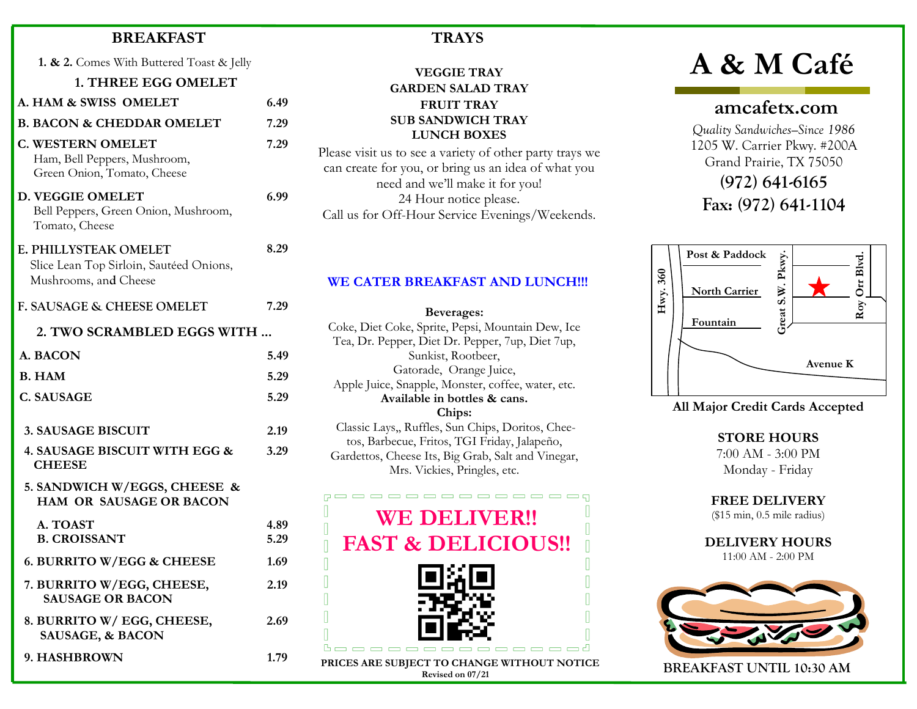## BREAKFAST

**1. & 2.** Comes With Buttered Toast & Jelly

### 1. THREE EGG OMELET

| Item | Price |
|---|---|
| **A. HAM & SWISS OMELET** | 6.49 |
| **B. BACON & CHEDDAR OMELET** | 7.29 |
| **C. WESTERN OMELET** Ham, Bell Peppers, Mushroom, Green Onion, Tomato, Cheese | 7.29 |
| **D. VEGGIE OMELET** Bell Peppers, Green Onion, Mushroom, Tomato, Cheese | 6.99 |
| **E. PHILLYSTEAK OMELET** Slice Lean Top Sirloin, Sautéed Onions, Mushrooms, and Cheese | 8.29 |
| **F. SAUSAGE & CHEESE OMELET** | 7.29 |

### 2. TWO SCRAMBLED EGGS WITH ...

| Item | Price |
|---|---|
| **A. BACON** | 5.49 |
| **B. HAM** | 5.29 |
| **C. SAUSAGE** | 5.29 |

| Item | Price |
|---|---|
| **3. SAUSAGE BISCUIT** | 2.19 |
| **4. SAUSAGE BISCUIT WITH EGG & CHEESE** | 3.29 |
| **5. SANDWICH W/EGGS, CHEESE & HAM OR SAUSAGE OR BACON** | |
| **A. TOAST** | 4.89 |
| **B. CROISSANT** | 5.29 |
| **6. BURRITO W/EGG & CHEESE** | 1.69 |
| **7. BURRITO W/EGG, CHEESE, SAUSAGE OR BACON** | 2.19 |
| **8. BURRITO W/ EGG, CHEESE, SAUSAGE, & BACON** | 2.69 |
| **9. HASHBROWN** | 1.79 |

## TRAYS

**VEGGIE TRAY**
**GARDEN SALAD TRAY**
**FRUIT TRAY**
**SUB SANDWICH TRAY**
**LUNCH BOXES**

Please visit us to see a variety of other party trays we can create for you, or bring us an idea of what you need and we'll make it for you!
24 Hour notice please.
Call us for Off-Hour Service Evenings/Weekends.

**WE CATER BREAKFAST AND LUNCH!!!**

**Beverages:**
Coke, Diet Coke, Sprite, Pepsi, Mountain Dew, Ice Tea, Dr. Pepper, Diet Dr. Pepper, 7up, Diet 7up, Sunkist, Rootbeer, Gatorade, Orange Juice, Apple Juice, Snapple, Monster, coffee, water, etc.
**Available in bottles & cans.**

**Chips:**
Classic Lays,, Ruffles, Sun Chips, Doritos, Cheetos, Barbecue, Fritos, TGI Friday, Jalapeño, Gardettos, Cheese Its, Big Grab, Salt and Vinegar, Mrs. Vickies, Pringles, etc.

**WE DELIVER!!**
**FAST & DELICIOUS!!**

**PRICES ARE SUBJECT TO CHANGE WITHOUT NOTICE**
**Revised on 07/21**

# A & M Café

## amcafetx.com

*Quality Sandwiches–Since 1986*
1205 W. Carrier Pkwy. #200A
Grand Prairie, TX 75050
**(972) 641-6165**
**Fax: (972) 641-1104**

Post & Paddock — North Carrier — Fountain — Hwy. 360 — Great S.W. Pkwy. — Roy Orr Blvd. — Avenue K

**All Major Credit Cards Accepted**

**STORE HOURS**
7:00 AM - 3:00 PM
Monday - Friday

**FREE DELIVERY**
($15 min, 0.5 mile radius)

**DELIVERY HOURS**
11:00 AM - 2:00 PM

BREAKFAST UNTIL 10:30 AM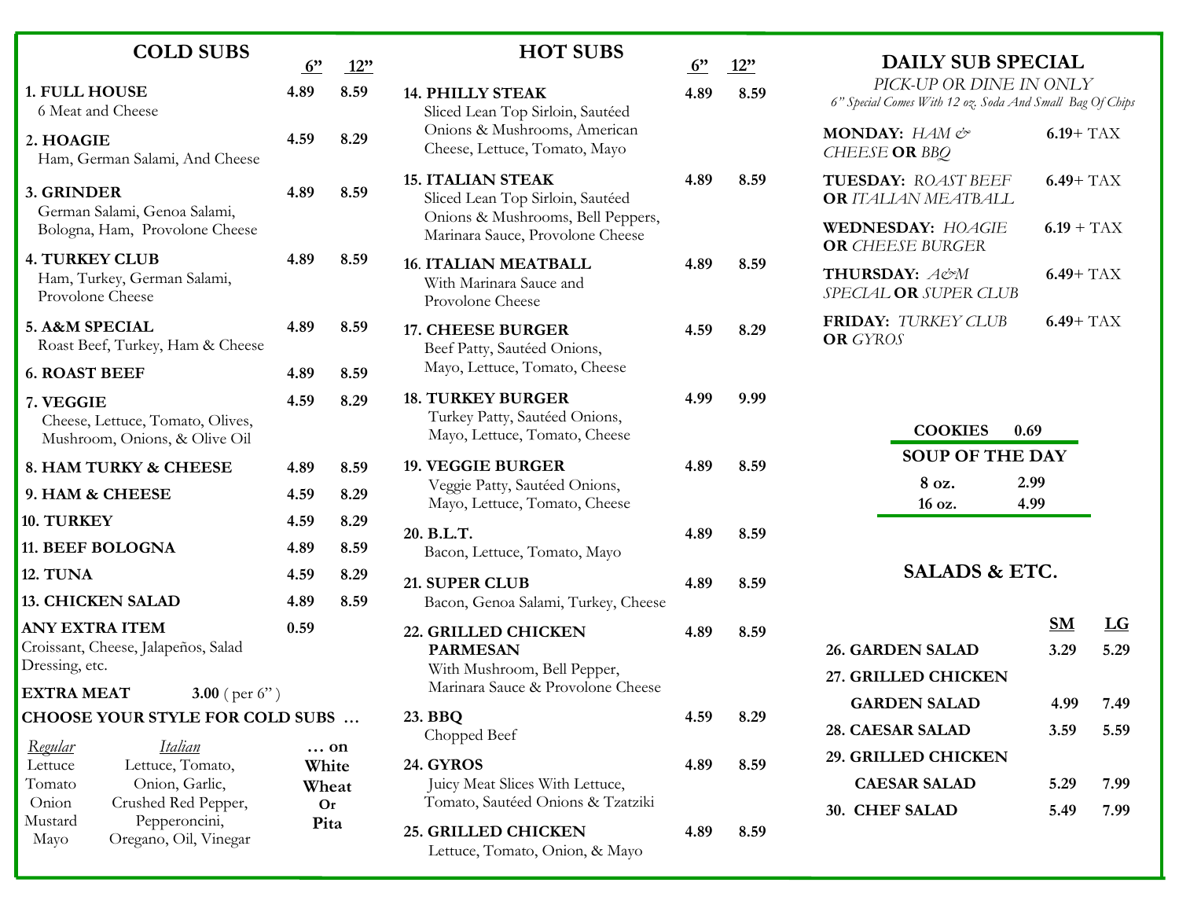## COLD SUBS

| | 6" | 12" |
|---|---|---|
| **1. FULL HOUSE**<br>6 Meat and Cheese | 4.89 | 8.59 |
| **2. HOAGIE**<br>Ham, German Salami, And Cheese | 4.59 | 8.29 |
| **3. GRINDER**<br>German Salami, Genoa Salami, Bologna, Ham, Provolone Cheese | 4.89 | 8.59 |
| **4. TURKEY CLUB**<br>Ham, Turkey, German Salami, Provolone Cheese | 4.89 | 8.59 |
| **5. A&M SPECIAL**<br>Roast Beef, Turkey, Ham & Cheese | 4.89 | 8.59 |
| **6. ROAST BEEF** | 4.89 | 8.59 |
| **7. VEGGIE**<br>Cheese, Lettuce, Tomato, Olives, Mushroom, Onions, & Olive Oil | 4.59 | 8.29 |
| **8. HAM TURKY & CHEESE** | 4.89 | 8.59 |
| **9. HAM & CHEESE** | 4.59 | 8.29 |
| **10. TURKEY** | 4.59 | 8.29 |
| **11. BEEF BOLOGNA** | 4.89 | 8.59 |
| **12. TUNA** | 4.59 | 8.29 |
| **13. CHICKEN SALAD** | 4.89 | 8.59 |
| **ANY EXTRA ITEM**<br>Croissant, Cheese, Jalapeños, Salad Dressing, etc. | 0.59 | |

**EXTRA MEAT** **3.00** ( per 6" )

**CHOOSE YOUR STYLE FOR COLD SUBS …**

| *Regular* | *Italian* | **… on** |
|---|---|---|
| Lettuce<br>Tomato<br>Onion<br>Mustard<br>Mayo | Lettuce, Tomato, Onion, Garlic, Crushed Red Pepper, Pepperoncini, Oregano, Oil, Vinegar | **White**<br>**Wheat**<br>**Or**<br>**Pita** |

## HOT SUBS

| | 6" | 12" |
|---|---|---|
| **14. PHILLY STEAK**<br>Sliced Lean Top Sirloin, Sautéed Onions & Mushrooms, American Cheese, Lettuce, Tomato, Mayo | 4.89 | 8.59 |
| **15. ITALIAN STEAK**<br>Sliced Lean Top Sirloin, Sautéed Onions & Mushrooms, Bell Peppers, Marinara Sauce, Provolone Cheese | 4.89 | 8.59 |
| **16. ITALIAN MEATBALL**<br>With Marinara Sauce and Provolone Cheese | 4.89 | 8.59 |
| **17. CHEESE BURGER**<br>Beef Patty, Sautéed Onions, Mayo, Lettuce, Tomato, Cheese | 4.59 | 8.29 |
| **18. TURKEY BURGER**<br>Turkey Patty, Sautéed Onions, Mayo, Lettuce, Tomato, Cheese | 4.99 | 9.99 |
| **19. VEGGIE BURGER**<br>Veggie Patty, Sautéed Onions, Mayo, Lettuce, Tomato, Cheese | 4.89 | 8.59 |
| **20. B.L.T.**<br>Bacon, Lettuce, Tomato, Mayo | 4.89 | 8.59 |
| **21. SUPER CLUB**<br>Bacon, Genoa Salami, Turkey, Cheese | 4.89 | 8.59 |
| **22. GRILLED CHICKEN PARMESAN**<br>With Mushroom, Bell Pepper, Marinara Sauce & Provolone Cheese | 4.89 | 8.59 |
| **23. BBQ**<br>Chopped Beef | 4.59 | 8.29 |
| **24. GYROS**<br>Juicy Meat Slices With Lettuce, Tomato, Sautéed Onions & Tzatziki | 4.89 | 8.59 |
| **25. GRILLED CHICKEN**<br>Lettuce, Tomato, Onion, & Mayo | 4.89 | 8.59 |

## DAILY SUB SPECIAL

*PICK-UP OR DINE IN ONLY*

*6" Special Comes With 12 oz. Soda And Small Bag Of Chips*

| | |
|---|---|
| **MONDAY:** *HAM & CHEESE* **OR** *BBQ* | **6.19**+ TAX |
| **TUESDAY:** *ROAST BEEF* **OR** *ITALIAN MEATBALL* | **6.49**+ TAX |
| **WEDNESDAY:** *HOAGIE* **OR** *CHEESE BURGER* | **6.19** + TAX |
| **THURSDAY:** *A&M SPECIAL* **OR** *SUPER CLUB* | **6.49**+ TAX |
| **FRIDAY:** *TURKEY CLUB* **OR** *GYROS* | **6.49**+ TAX |

**COOKIES** **0.69**

**SOUP OF THE DAY**

| | |
|---|---|
| **8 oz.** | **2.99** |
| **16 oz.** | **4.99** |

## SALADS & ETC.

| | SM | LG |
|---|---|---|
| **26. GARDEN SALAD** | 3.29 | 5.29 |
| **27. GRILLED CHICKEN GARDEN SALAD** | 4.99 | 7.49 |
| **28. CAESAR SALAD** | 3.59 | 5.59 |
| **29. GRILLED CHICKEN CAESAR SALAD** | 5.29 | 7.99 |
| **30. CHEF SALAD** | 5.49 | 7.99 |